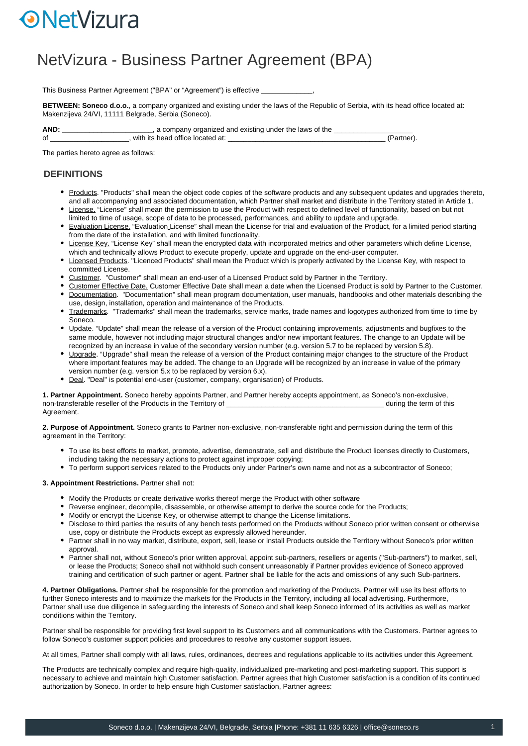# NetVizura

# NetVizura - Business Partner Agreement (BPA)

This Business Partner Agreement ("BPA" or "Agreement") is effective _____________,

**BETWEEN: Soneco d.o.o.**, a company organized and existing under the laws of the Republic of Serbia, with its head office located at: Makenzijeva 24/VI, 11111 Belgrade, Serbia (Soneco).

**AND:** _______________________, a company organized and existing under the laws of the ____________________ of ____________________, with its head office located at: ______________________________________ (Partner).

The parties hereto agree as follows:

## DEFINITIONS

- Products. "Products" shall mean the object code copies of the software products and any subsequent updates and upgrades thereto, and all accompanying and associated documentation, which Partner shall market and distribute in the Territory stated in Article 1.
- License. "License" shall mean the permission to use the Product with respect to defined level of functionality, based on but not limited to time of usage, scope of data to be processed, performances, and ability to update and upgrade.
- Evaluation License. "Evaluation License" shall mean the License for trial and evaluation of the Product, for a limited period starting from the date of the installation, and with limited functionality.
- License Key. "License Key" shall mean the encrypted data with incorporated metrics and other parameters which define License, which and technically allows Product to execute properly, update and upgrade on the end-user computer.
- Licensed Products. "Licenced Products" shall mean the Product which is properly activated by the License Key, with respect to committed License.
- Customer. "Customer" shall mean an end-user of a Licensed Product sold by Partner in the Territory.
- Customer Effective Date. Customer Effective Date shall mean a date when the Licensed Product is sold by Partner to the Customer.
- Documentation. "Documentation" shall mean program documentation, user manuals, handbooks and other materials describing the use, design, installation, operation and maintenance of the Products.
- Trademarks. "Trademarks" shall mean the trademarks, service marks, trade names and logotypes authorized from time to time by Soneco.
- Update. "Update" shall mean the release of a version of the Product containing improvements, adjustments and bugfixes to the same module, however not including major structural changes and/or new important features. The change to an Update will be recognized by an increase in value of the secondary version number (e.g. version 5.7 to be replaced by version 5.8).
- Upgrade. "Upgrade" shall mean the release of a version of the Product containing major changes to the structure of the Product where important features may be added. The change to an Upgrade will be recognized by an increase in value of the primary version number (e.g. version 5.x to be replaced by version 6.x).
- Deal. "Deal" is potential end-user (customer, company, organisation) of Products.

**1. Partner Appointment.** Soneco hereby appoints Partner, and Partner hereby accepts appointment, as Soneco's non-exclusive, non-transferable reseller of the Products in the Territory of ________________________________________ during the term of this Agreement.

**2. Purpose of Appointment.** Soneco grants to Partner non-exclusive, non-transferable right and permission during the term of this agreement in the Territory:

- To use its best efforts to market, promote, advertise, demonstrate, sell and distribute the Product licenses directly to Customers, including taking the necessary actions to protect against improper copying;
- To perform support services related to the Products only under Partner's own name and not as a subcontractor of Soneco;

**3. Appointment Restrictions.** Partner shall not:

- Modify the Products or create derivative works thereof merge the Product with other software
- Reverse engineer, decompile, disassemble, or otherwise attempt to derive the source code for the Products;
- Modify or encrypt the License Key, or otherwise attempt to change the License limitations.
- Disclose to third parties the results of any bench tests performed on the Products without Soneco prior written consent or otherwise use, copy or distribute the Products except as expressly allowed hereunder.
- Partner shall in no way market, distribute, export, sell, lease or install Products outside the Territory without Soneco's prior written approval.
- Partner shall not, without Soneco's prior written approval, appoint sub-partners, resellers or agents ("Sub-partners") to market, sell, or lease the Products; Soneco shall not withhold such consent unreasonably if Partner provides evidence of Soneco approved training and certification of such partner or agent. Partner shall be liable for the acts and omissions of any such Sub-partners.

**4. Partner Obligations.** Partner shall be responsible for the promotion and marketing of the Products. Partner will use its best efforts to further Soneco interests and to maximize the markets for the Products in the Territory, including all local advertising. Furthermore, Partner shall use due diligence in safeguarding the interests of Soneco and shall keep Soneco informed of its activities as well as market conditions within the Territory.

Partner shall be responsible for providing first level support to its Customers and all communications with the Customers. Partner agrees to follow Soneco's customer support policies and procedures to resolve any customer support issues.

At all times, Partner shall comply with all laws, rules, ordinances, decrees and regulations applicable to its activities under this Agreement.

The Products are technically complex and require high-quality, individualized pre-marketing and post-marketing support. This support is necessary to achieve and maintain high Customer satisfaction. Partner agrees that high Customer satisfaction is a condition of its continued authorization by Soneco. In order to help ensure high Customer satisfaction, Partner agrees: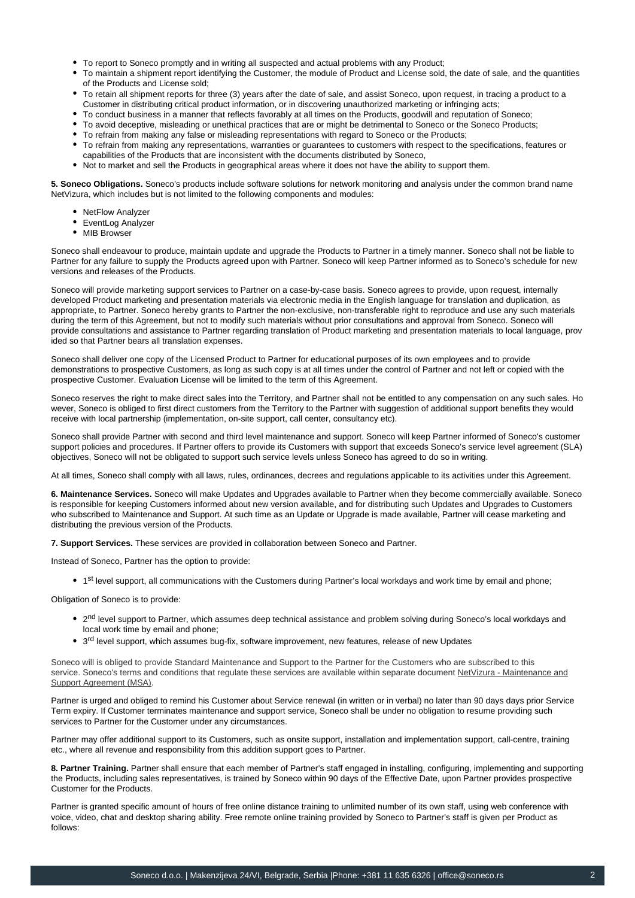- To report to Soneco promptly and in writing all suspected and actual problems with any Product;
- To maintain a shipment report identifying the Customer, the module of Product and License sold, the date of sale, and the quantities of the Products and License sold;
- To retain all shipment reports for three (3) years after the date of sale, and assist Soneco, upon request, in tracing a product to a Customer in distributing critical product information, or in discovering unauthorized marketing or infringing acts;
- To conduct business in a manner that reflects favorably at all times on the Products, goodwill and reputation of Soneco;
- To avoid deceptive, misleading or unethical practices that are or might be detrimental to Soneco or the Soneco Products;
- To refrain from making any false or misleading representations with regard to Soneco or the Products;
- To refrain from making any representations, warranties or guarantees to customers with respect to the specifications, features or capabilities of the Products that are inconsistent with the documents distributed by Soneco,
- Not to market and sell the Products in geographical areas where it does not have the ability to support them.

**5. Soneco Obligations.** Soneco's products include software solutions for network monitoring and analysis under the common brand name NetVizura, which includes but is not limited to the following components and modules:

- NetFlow Analyzer
- EventLog Analyzer
- MIB Browser

Soneco shall endeavour to produce, maintain update and upgrade the Products to Partner in a timely manner. Soneco shall not be liable to Partner for any failure to supply the Products agreed upon with Partner. Soneco will keep Partner informed as to Soneco's schedule for new versions and releases of the Products.

Soneco will provide marketing support services to Partner on a case-by-case basis. Soneco agrees to provide, upon request, internally developed Product marketing and presentation materials via electronic media in the English language for translation and duplication, as appropriate, to Partner. Soneco hereby grants to Partner the non-exclusive, non-transferable right to reproduce and use any such materials during the term of this Agreement, but not to modify such materials without prior consultations and approval from Soneco. Soneco will provide consultations and assistance to Partner regarding translation of Product marketing and presentation materials to local language, provided so that Partner bears all translation expenses.

Soneco shall deliver one copy of the Licensed Product to Partner for educational purposes of its own employees and to provide demonstrations to prospective Customers, as long as such copy is at all times under the control of Partner and not left or copied with the prospective Customer. Evaluation License will be limited to the term of this Agreement.

Soneco reserves the right to make direct sales into the Territory, and Partner shall not be entitled to any compensation on any such sales. However, Soneco is obliged to first direct customers from the Territory to the Partner with suggestion of additional support benefits they would receive with local partnership (implementation, on-site support, call center, consultancy etc).

Soneco shall provide Partner with second and third level maintenance and support. Soneco will keep Partner informed of Soneco's customer support policies and procedures. If Partner offers to provide its Customers with support that exceeds Soneco's service level agreement (SLA) objectives, Soneco will not be obligated to support such service levels unless Soneco has agreed to do so in writing.

At all times, Soneco shall comply with all laws, rules, ordinances, decrees and regulations applicable to its activities under this Agreement.

**6. Maintenance Services.** Soneco will make Updates and Upgrades available to Partner when they become commercially available. Soneco is responsible for keeping Customers informed about new version available, and for distributing such Updates and Upgrades to Customers who subscribed to Maintenance and Support. At such time as an Update or Upgrade is made available, Partner will cease marketing and distributing the previous version of the Products.

**7. Support Services.** These services are provided in collaboration between Soneco and Partner.

Instead of Soneco, Partner has the option to provide:

- 1st level support, all communications with the Customers during Partner's local workdays and work time by email and phone;

Obligation of Soneco is to provide:

- 2nd level support to Partner, which assumes deep technical assistance and problem solving during Soneco's local workdays and local work time by email and phone;
- 3rd level support, which assumes bug-fix, software improvement, new features, release of new Updates

Soneco will is obliged to provide Standard Maintenance and Support to the Partner for the Customers who are subscribed to this service. Soneco's terms and conditions that regulate these services are available within separate document NetVizura - Maintenance and Support Agreement (MSA).

Partner is urged and obliged to remind his Customer about Service renewal (in written or in verbal) no later than 90 days days prior Service Term expiry. If Customer terminates maintenance and support service, Soneco shall be under no obligation to resume providing such services to Partner for the Customer under any circumstances.

Partner may offer additional support to its Customers, such as onsite support, installation and implementation support, call-centre, training etc., where all revenue and responsibility from this addition support goes to Partner.

**8. Partner Training.** Partner shall ensure that each member of Partner's staff engaged in installing, configuring, implementing and supporting the Products, including sales representatives, is trained by Soneco within 90 days of the Effective Date, upon Partner provides prospective Customer for the Products.

Partner is granted specific amount of hours of free online distance training to unlimited number of its own staff, using web conference with voice, video, chat and desktop sharing ability. Free remote online training provided by Soneco to Partner's staff is given per Product as follows: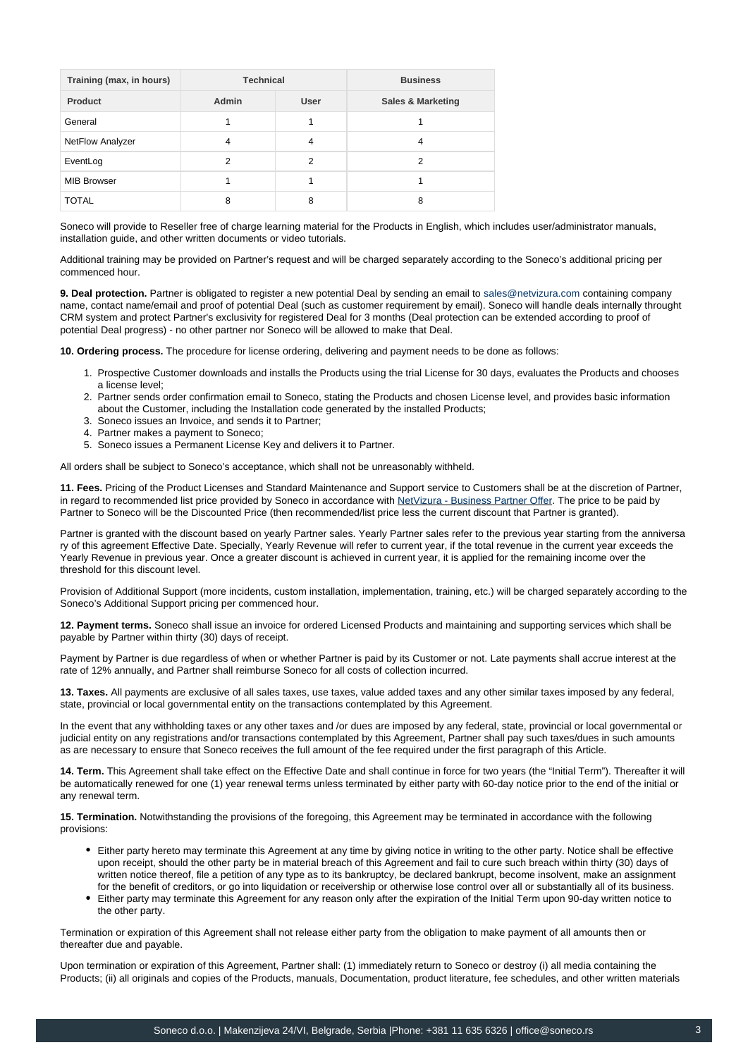| Training (max, in hours) | Technical | | Business |
|---|---|---|---|
| **Product** | **Admin** | **User** | **Sales & Marketing** |
| General | 1 | 1 | 1 |
| NetFlow Analyzer | 4 | 4 | 4 |
| EventLog | 2 | 2 | 2 |
| MIB Browser | 1 | 1 | 1 |
| TOTAL | 8 | 8 | 8 |

Soneco will provide to Reseller free of charge learning material for the Products in English, which includes user/administrator manuals, installation guide, and other written documents or video tutorials.

Additional training may be provided on Partner's request and will be charged separately according to the Soneco's additional pricing per commenced hour.

**9. Deal protection.** Partner is obligated to register a new potential Deal by sending an email to sales@netvizura.com containing company name, contact name/email and proof of potential Deal (such as customer requirement by email). Soneco will handle deals internally throught CRM system and protect Partner's exclusivity for registered Deal for 3 months (Deal protection can be extended according to proof of potential Deal progress) - no other partner nor Soneco will be allowed to make that Deal.

**10. Ordering process.** The procedure for license ordering, delivering and payment needs to be done as follows:

1. Prospective Customer downloads and installs the Products using the trial License for 30 days, evaluates the Products and chooses a license level;
2. Partner sends order confirmation email to Soneco, stating the Products and chosen License level, and provides basic information about the Customer, including the Installation code generated by the installed Products;
3. Soneco issues an Invoice, and sends it to Partner;
4. Partner makes a payment to Soneco;
5. Soneco issues a Permanent License Key and delivers it to Partner.

All orders shall be subject to Soneco's acceptance, which shall not be unreasonably withheld.

**11. Fees.** Pricing of the Product Licenses and Standard Maintenance and Support service to Customers shall be at the discretion of Partner, in regard to recommended list price provided by Soneco in accordance with NetVizura - Business Partner Offer. The price to be paid by Partner to Soneco will be the Discounted Price (then recommended/list price less the current discount that Partner is granted).

Partner is granted with the discount based on yearly Partner sales. Yearly Partner sales refer to the previous year starting from the anniversa ry of this agreement Effective Date. Specially, Yearly Revenue will refer to current year, if the total revenue in the current year exceeds the Yearly Revenue in previous year. Once a greater discount is achieved in current year, it is applied for the remaining income over the threshold for this discount level.

Provision of Additional Support (more incidents, custom installation, implementation, training, etc.) will be charged separately according to the Soneco's Additional Support pricing per commenced hour.

**12. Payment terms.** Soneco shall issue an invoice for ordered Licensed Products and maintaining and supporting services which shall be payable by Partner within thirty (30) days of receipt.

Payment by Partner is due regardless of when or whether Partner is paid by its Customer or not. Late payments shall accrue interest at the rate of 12% annually, and Partner shall reimburse Soneco for all costs of collection incurred.

**13. Taxes.** All payments are exclusive of all sales taxes, use taxes, value added taxes and any other similar taxes imposed by any federal, state, provincial or local governmental entity on the transactions contemplated by this Agreement.

In the event that any withholding taxes or any other taxes and /or dues are imposed by any federal, state, provincial or local governmental or judicial entity on any registrations and/or transactions contemplated by this Agreement, Partner shall pay such taxes/dues in such amounts as are necessary to ensure that Soneco receives the full amount of the fee required under the first paragraph of this Article.

**14. Term.** This Agreement shall take effect on the Effective Date and shall continue in force for two years (the "Initial Term"). Thereafter it will be automatically renewed for one (1) year renewal terms unless terminated by either party with 60-day notice prior to the end of the initial or any renewal term.

**15. Termination.** Notwithstanding the provisions of the foregoing, this Agreement may be terminated in accordance with the following provisions:

- Either party hereto may terminate this Agreement at any time by giving notice in writing to the other party. Notice shall be effective upon receipt, should the other party be in material breach of this Agreement and fail to cure such breach within thirty (30) days of written notice thereof, file a petition of any type as to its bankruptcy, be declared bankrupt, become insolvent, make an assignment for the benefit of creditors, or go into liquidation or receivership or otherwise lose control over all or substantially all of its business.
- Either party may terminate this Agreement for any reason only after the expiration of the Initial Term upon 90-day written notice to the other party.

Termination or expiration of this Agreement shall not release either party from the obligation to make payment of all amounts then or thereafter due and payable.

Upon termination or expiration of this Agreement, Partner shall: (1) immediately return to Soneco or destroy (i) all media containing the Products; (ii) all originals and copies of the Products, manuals, Documentation, product literature, fee schedules, and other written materials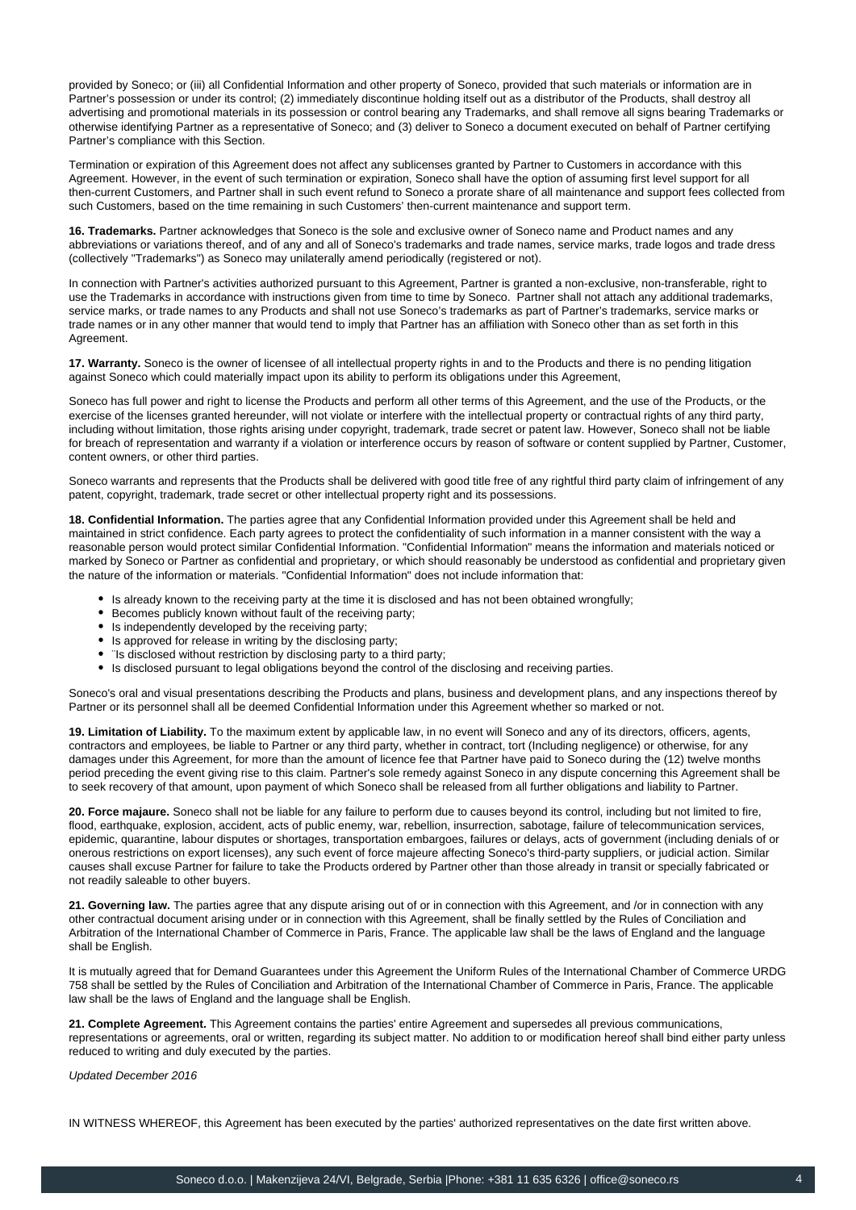provided by Soneco; or (iii) all Confidential Information and other property of Soneco, provided that such materials or information are in Partner's possession or under its control; (2) immediately discontinue holding itself out as a distributor of the Products, shall destroy all advertising and promotional materials in its possession or control bearing any Trademarks, and shall remove all signs bearing Trademarks or otherwise identifying Partner as a representative of Soneco; and (3) deliver to Soneco a document executed on behalf of Partner certifying Partner's compliance with this Section.

Termination or expiration of this Agreement does not affect any sublicenses granted by Partner to Customers in accordance with this Agreement. However, in the event of such termination or expiration, Soneco shall have the option of assuming first level support for all then-current Customers, and Partner shall in such event refund to Soneco a prorate share of all maintenance and support fees collected from such Customers, based on the time remaining in such Customers' then-current maintenance and support term.

**16. Trademarks.** Partner acknowledges that Soneco is the sole and exclusive owner of Soneco name and Product names and any abbreviations or variations thereof, and of any and all of Soneco's trademarks and trade names, service marks, trade logos and trade dress (collectively "Trademarks") as Soneco may unilaterally amend periodically (registered or not).

In connection with Partner's activities authorized pursuant to this Agreement, Partner is granted a non-exclusive, non-transferable, right to use the Trademarks in accordance with instructions given from time to time by Soneco. Partner shall not attach any additional trademarks, service marks, or trade names to any Products and shall not use Soneco's trademarks as part of Partner's trademarks, service marks or trade names or in any other manner that would tend to imply that Partner has an affiliation with Soneco other than as set forth in this Agreement.

**17. Warranty.** Soneco is the owner of licensee of all intellectual property rights in and to the Products and there is no pending litigation against Soneco which could materially impact upon its ability to perform its obligations under this Agreement,

Soneco has full power and right to license the Products and perform all other terms of this Agreement, and the use of the Products, or the exercise of the licenses granted hereunder, will not violate or interfere with the intellectual property or contractual rights of any third party, including without limitation, those rights arising under copyright, trademark, trade secret or patent law. However, Soneco shall not be liable for breach of representation and warranty if a violation or interference occurs by reason of software or content supplied by Partner, Customer, content owners, or other third parties.

Soneco warrants and represents that the Products shall be delivered with good title free of any rightful third party claim of infringement of any patent, copyright, trademark, trade secret or other intellectual property right and its possessions.

**18. Confidential Information.** The parties agree that any Confidential Information provided under this Agreement shall be held and maintained in strict confidence. Each party agrees to protect the confidentiality of such information in a manner consistent with the way a reasonable person would protect similar Confidential Information. "Confidential Information" means the information and materials noticed or marked by Soneco or Partner as confidential and proprietary, or which should reasonably be understood as confidential and proprietary given the nature of the information or materials. "Confidential Information" does not include information that:

- Is already known to the receiving party at the time it is disclosed and has not been obtained wrongfully;
- Becomes publicly known without fault of the receiving party;
- Is independently developed by the receiving party;
- Is approved for release in writing by the disclosing party;
- ¨Is disclosed without restriction by disclosing party to a third party;
- Is disclosed pursuant to legal obligations beyond the control of the disclosing and receiving parties.

Soneco's oral and visual presentations describing the Products and plans, business and development plans, and any inspections thereof by Partner or its personnel shall all be deemed Confidential Information under this Agreement whether so marked or not.

**19. Limitation of Liability.** To the maximum extent by applicable law, in no event will Soneco and any of its directors, officers, agents, contractors and employees, be liable to Partner or any third party, whether in contract, tort (Including negligence) or otherwise, for any damages under this Agreement, for more than the amount of licence fee that Partner have paid to Soneco during the (12) twelve months period preceding the event giving rise to this claim. Partner's sole remedy against Soneco in any dispute concerning this Agreement shall be to seek recovery of that amount, upon payment of which Soneco shall be released from all further obligations and liability to Partner.

**20. Force majaure.** Soneco shall not be liable for any failure to perform due to causes beyond its control, including but not limited to fire, flood, earthquake, explosion, accident, acts of public enemy, war, rebellion, insurrection, sabotage, failure of telecommunication services, epidemic, quarantine, labour disputes or shortages, transportation embargoes, failures or delays, acts of government (including denials of or onerous restrictions on export licenses), any such event of force majeure affecting Soneco's third-party suppliers, or judicial action. Similar causes shall excuse Partner for failure to take the Products ordered by Partner other than those already in transit or specially fabricated or not readily saleable to other buyers.

**21. Governing law.** The parties agree that any dispute arising out of or in connection with this Agreement, and /or in connection with any other contractual document arising under or in connection with this Agreement, shall be finally settled by the Rules of Conciliation and Arbitration of the International Chamber of Commerce in Paris, France. The applicable law shall be the laws of England and the language shall be English.

It is mutually agreed that for Demand Guarantees under this Agreement the Uniform Rules of the International Chamber of Commerce URDG 758 shall be settled by the Rules of Conciliation and Arbitration of the International Chamber of Commerce in Paris, France. The applicable law shall be the laws of England and the language shall be English.

**21. Complete Agreement.** This Agreement contains the parties' entire Agreement and supersedes all previous communications, representations or agreements, oral or written, regarding its subject matter. No addition to or modification hereof shall bind either party unless reduced to writing and duly executed by the parties.

*Updated December 2016*

IN WITNESS WHEREOF, this Agreement has been executed by the parties' authorized representatives on the date first written above.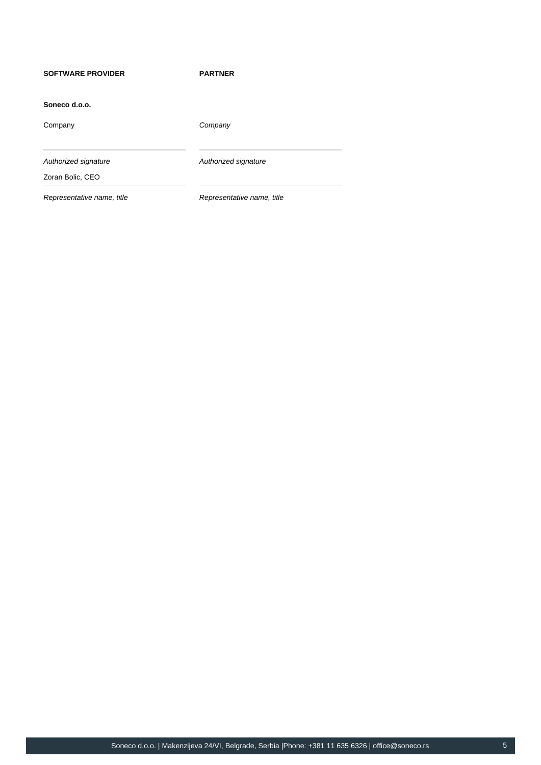| **SOFTWARE PROVIDER** | **PARTNER** |
| --- | --- |
| **Soneco d.o.o.** | |
| Company | *Company* |
| | |
| *Authorized signature* | *Authorized signature* |
| Zoran Bolic, CEO | |
| *Representative name, title* | *Representative name, title* |